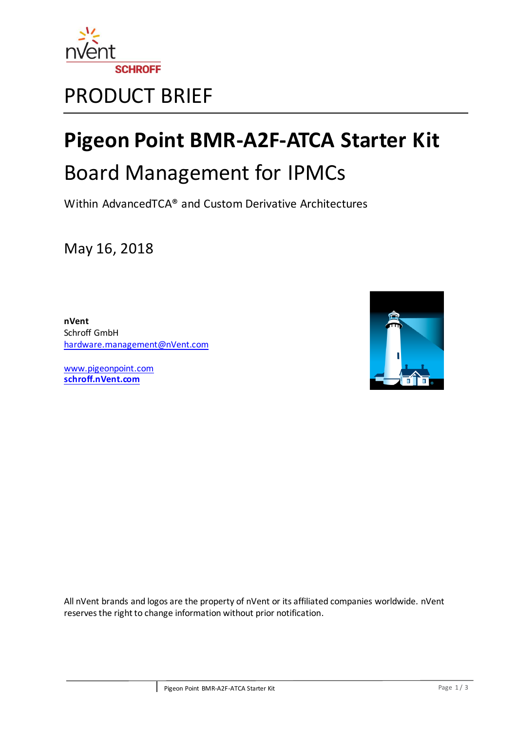PRODUCT BRIEF

# Pigeon Point BMR-A2F-ATCA Starter Kit

## Board Management for IPMCs

Within AdvancedTCA® and Custom Derivative Architectures

May 16, 2018

**nVent**
Schroff GmbH
hardware.management@nVent.com

www.pigeonpoint.com
**schroff.nVent.com**

All nVent brands and logos are the property of nVent or its affiliated companies worldwide. nVent reserves the right to change information without prior notification.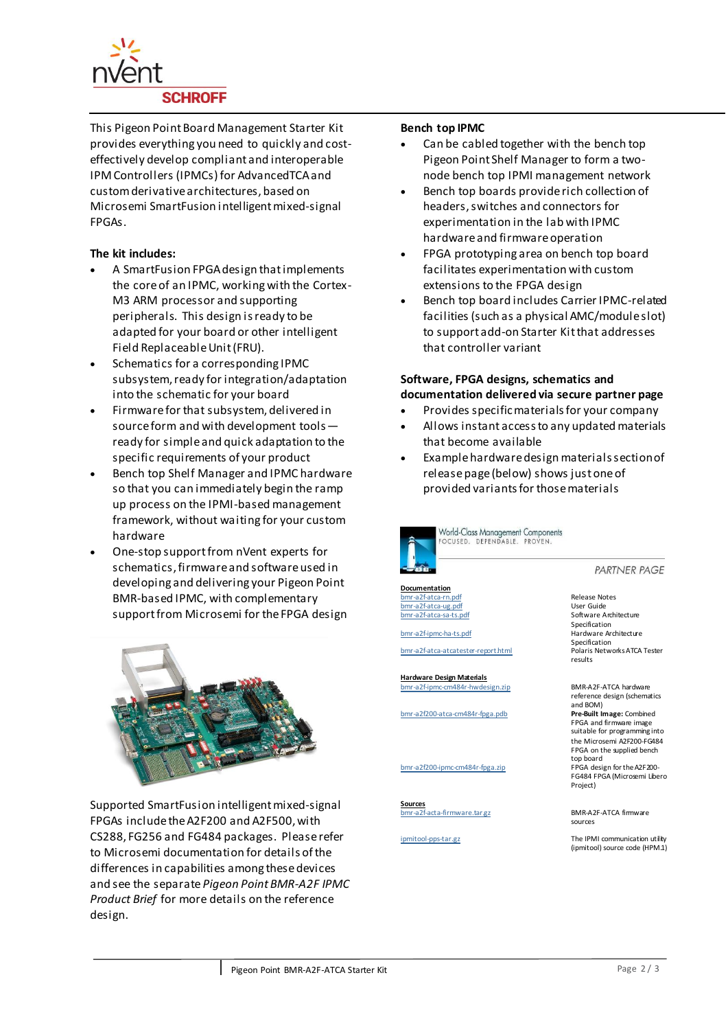This Pigeon Point Board Management Starter Kit provides everything you need to quickly and cost-effectively develop compliant and interoperable IPM Controllers (IPMCs) for AdvancedTCA and custom derivative architectures, based on Microsemi SmartFusion intelligent mixed-signal FPGAs.

**The kit includes:**

- A SmartFusion FPGA design that implements the core of an IPMC, working with the Cortex-M3 ARM processor and supporting peripherals. This design is ready to be adapted for your board or other intelligent Field Replaceable Unit (FRU).
- Schematics for a corresponding IPMC subsystem, ready for integration/adaptation into the schematic for your board
- Firmware for that subsystem, delivered in source form and with development tools — ready for simple and quick adaptation to the specific requirements of your product
- Bench top Shelf Manager and IPMC hardware so that you can immediately begin the ramp up process on the IPMI-based management framework, without waiting for your custom hardware
- One-stop support from nVent experts for schematics, firmware and software used in developing and delivering your Pigeon Point BMR-based IPMC, with complementary support from Microsemi for the FPGA design

Supported SmartFusion intelligent mixed-signal FPGAs include the A2F200 and A2F500, with CS288, FG256 and FG484 packages. Please refer to Microsemi documentation for details of the differences in capabilities among these devices and see the separate *Pigeon Point BMR-A2F IPMC Product Brief* for more details on the reference design.

**Bench top IPMC**

- Can be cabled together with the bench top Pigeon Point Shelf Manager to form a two-node bench top IPMI management network
- Bench top boards provide rich collection of headers, switches and connectors for experimentation in the lab with IPMC hardware and firmware operation
- FPGA prototyping area on bench top board facilitates experimentation with custom extensions to the FPGA design
- Bench top board includes Carrier IPMC-related facilities (such as a physical AMC/module slot) to support add-on Starter Kit that addresses that controller variant

**Software, FPGA designs, schematics and documentation delivered via secure partner page**

- Provides specific materials for your company
- Allows instant access to any updated materials that become available
- Example hardware design materials section of release page (below) shows just one of provided variants for those materials

World-Class Management Components
FOCUSED. DEPENDABLE. PROVEN.

PARTNER PAGE

**Documentation**

| | |
|---|---|
| bmr-a2f-atca-rn.pdf | Release Notes |
| bmr-a2f-atca-ug.pdf | User Guide |
| bmr-a2f-atca-sa-ts.pdf | Software Architecture Specification |
| bmr-a2f-ipmc-ha-ts.pdf | Hardware Architecture Specification |
| bmr-a2f-atca-atcatester-report.html | Polaris Networks ATCA Tester results |

**Hardware Design Materials**

| | |
|---|---|
| bmr-a2f-ipmc-cm484r-hwdesign.zip | BMR-A2F-ATCA hardware reference design (schematics and BOM) |
| bmr-a2f200-atca-cm484r-fpga.pdb | **Pre-Built Image:** Combined FPGA and firmware image suitable for programming into the Microsemi A2F200-FG484 FPGA on the supplied bench top board |
| bmr-a2f200-ipmc-cm484r-fpga.zip | FPGA design for the A2F200-FG484 FPGA (Microsemi Libero Project) |

**Sources**

| | |
|---|---|
| bmr-a2f-acta-firmware.tar.gz | BMR-A2F-ATCA firmware sources |
| ipmitool-pps-tar.gz | The IPMI communication utility (ipmitool) source code (HPM.1) |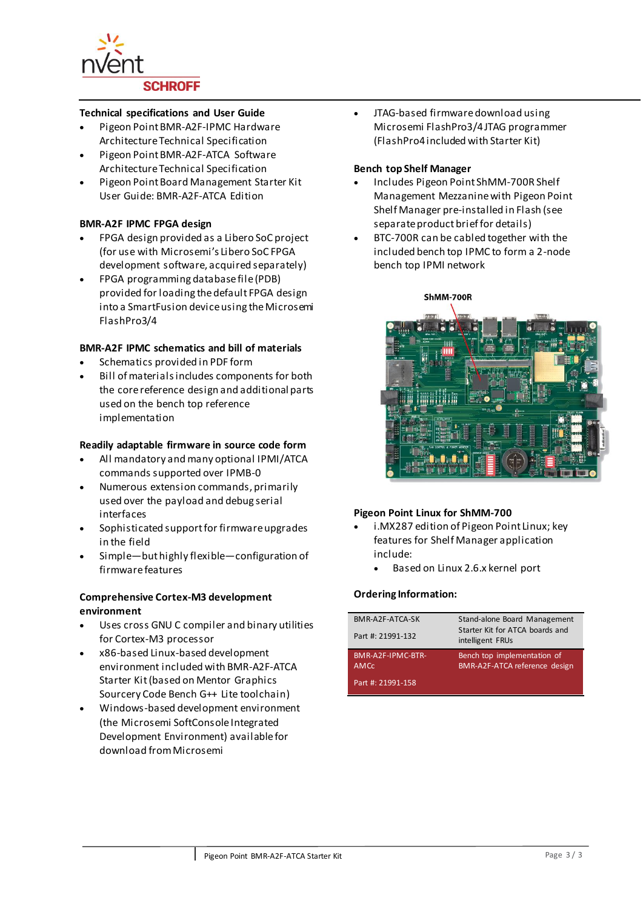### Technical specifications and User Guide

- Pigeon Point BMR-A2F-IPMC Hardware Architecture Technical Specification
- Pigeon Point BMR-A2F-ATCA Software Architecture Technical Specification
- Pigeon Point Board Management Starter Kit User Guide: BMR-A2F-ATCA Edition

### BMR-A2F IPMC FPGA design

- FPGA design provided as a Libero SoC project (for use with Microsemi's Libero SoC FPGA development software, acquired separately)
- FPGA programming database file (PDB) provided for loading the default FPGA design into a SmartFusion device using the Microsemi FlashPro3/4

### BMR-A2F IPMC schematics and bill of materials

- Schematics provided in PDF form
- Bill of materials includes components for both the core reference design and additional parts used on the bench top reference implementation

### Readily adaptable firmware in source code form

- All mandatory and many optional IPMI/ATCA commands supported over IPMB-0
- Numerous extension commands, primarily used over the payload and debug serial interfaces
- Sophisticated support for firmware upgrades in the field
- Simple—but highly flexible—configuration of firmware features

### Comprehensive Cortex-M3 development environment

- Uses cross GNU C compiler and binary utilities for Cortex-M3 processor
- x86-based Linux-based development environment included with BMR-A2F-ATCA Starter Kit (based on Mentor Graphics Sourcery Code Bench G++ Lite toolchain)
- Windows-based development environment (the Microsemi SoftConsole Integrated Development Environment) available for download from Microsemi
- JTAG-based firmware download using Microsemi FlashPro3/4 JTAG programmer (FlashPro4 included with Starter Kit)

### Bench top Shelf Manager

- Includes Pigeon Point ShMM-700R Shelf Management Mezzanine with Pigeon Point Shelf Manager pre-installed in Flash (see separate product brief for details)
- BTC-700R can be cabled together with the included bench top IPMC to form a 2-node bench top IPMI network

ShMM-700R

### Pigeon Point Linux for ShMM-700

- i.MX287 edition of Pigeon Point Linux; key features for Shelf Manager application include:
  - Based on Linux 2.6.x kernel port

### Ordering Information:

| | |
|---|---|
| BMR-A2F-ATCA-SK<br><br>Part #: 21991-132 | Stand-alone Board Management Starter Kit for ATCA boards and intelligent FRUs |
| BMR-A2F-IPMC-BTR-AMCc<br><br>Part #: 21991-158 | Bench top implementation of BMR-A2F-ATCA reference design |